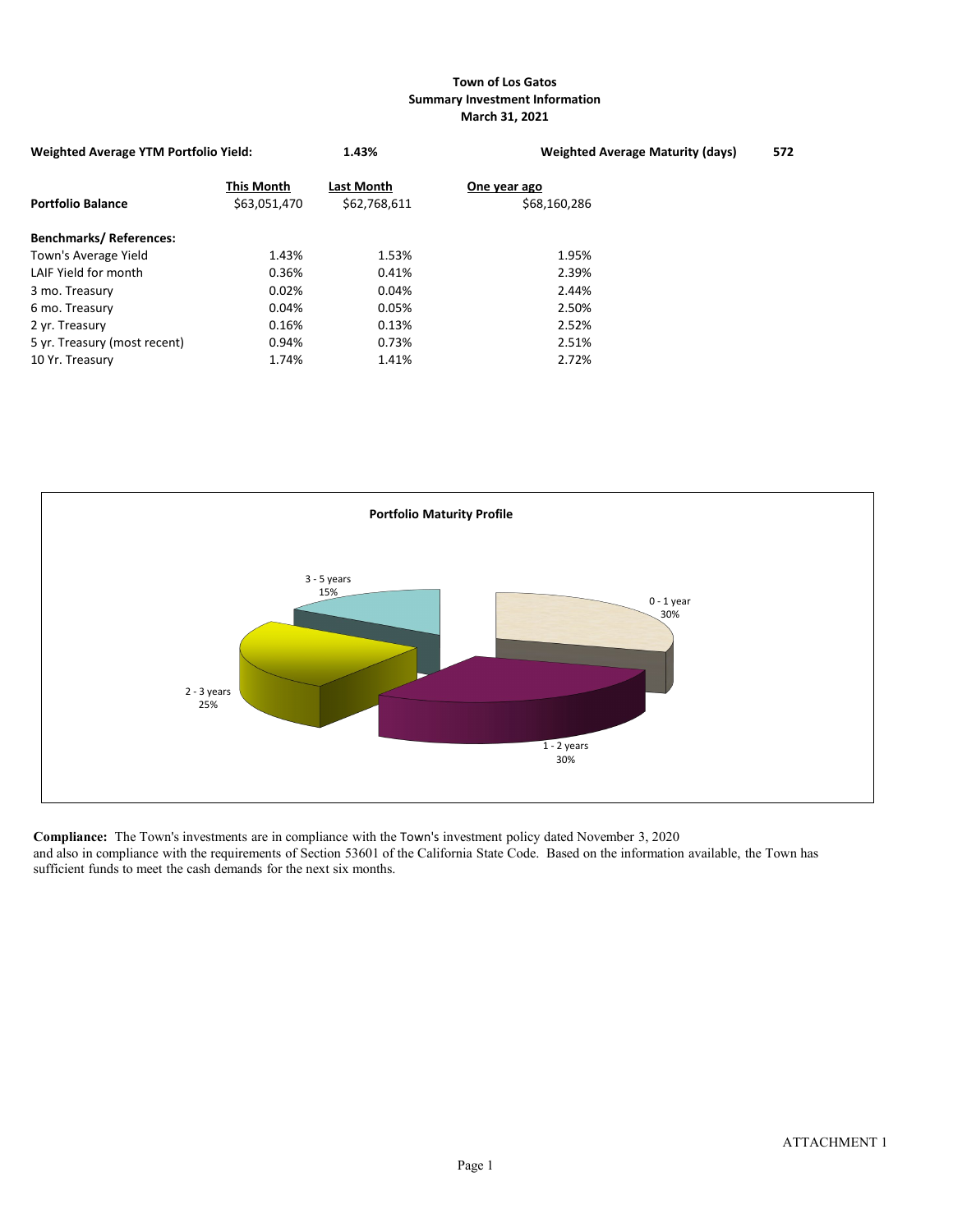# Town of Los Gatos
## Summary Investment Information
### March 31, 2021

**Weighted Average YTM Portfolio Yield:** **1.43%** **Weighted Average Maturity (days)** **572**

| | This Month | Last Month | One year ago |
|---|---|---|---|
| **Portfolio Balance** | $63,051,470 | $62,768,611 | $68,160,286 |
| **Benchmarks/ References:** | | | |
| Town's Average Yield | 1.43% | 1.53% | 1.95% |
| LAIF Yield for month | 0.36% | 0.41% | 2.39% |
| 3 mo. Treasury | 0.02% | 0.04% | 2.44% |
| 6 mo. Treasury | 0.04% | 0.05% | 2.50% |
| 2 yr. Treasury | 0.16% | 0.13% | 2.52% |
| 5 yr. Treasury (most recent) | 0.94% | 0.73% | 2.51% |
| 10 Yr. Treasury | 1.74% | 1.41% | 2.72% |

**Portfolio Maturity Profile**

| Maturity | Percent |
|---|---|
| 0 - 1 year | 30% |
| 1 - 2 years | 30% |
| 2 - 3 years | 25% |
| 3 - 5 years | 15% |

**Compliance:** The Town's investments are in compliance with the Town's investment policy dated November 3, 2020 and also in compliance with the requirements of Section 53601 of the California State Code. Based on the information available, the Town has sufficient funds to meet the cash demands for the next six months.

ATTACHMENT 1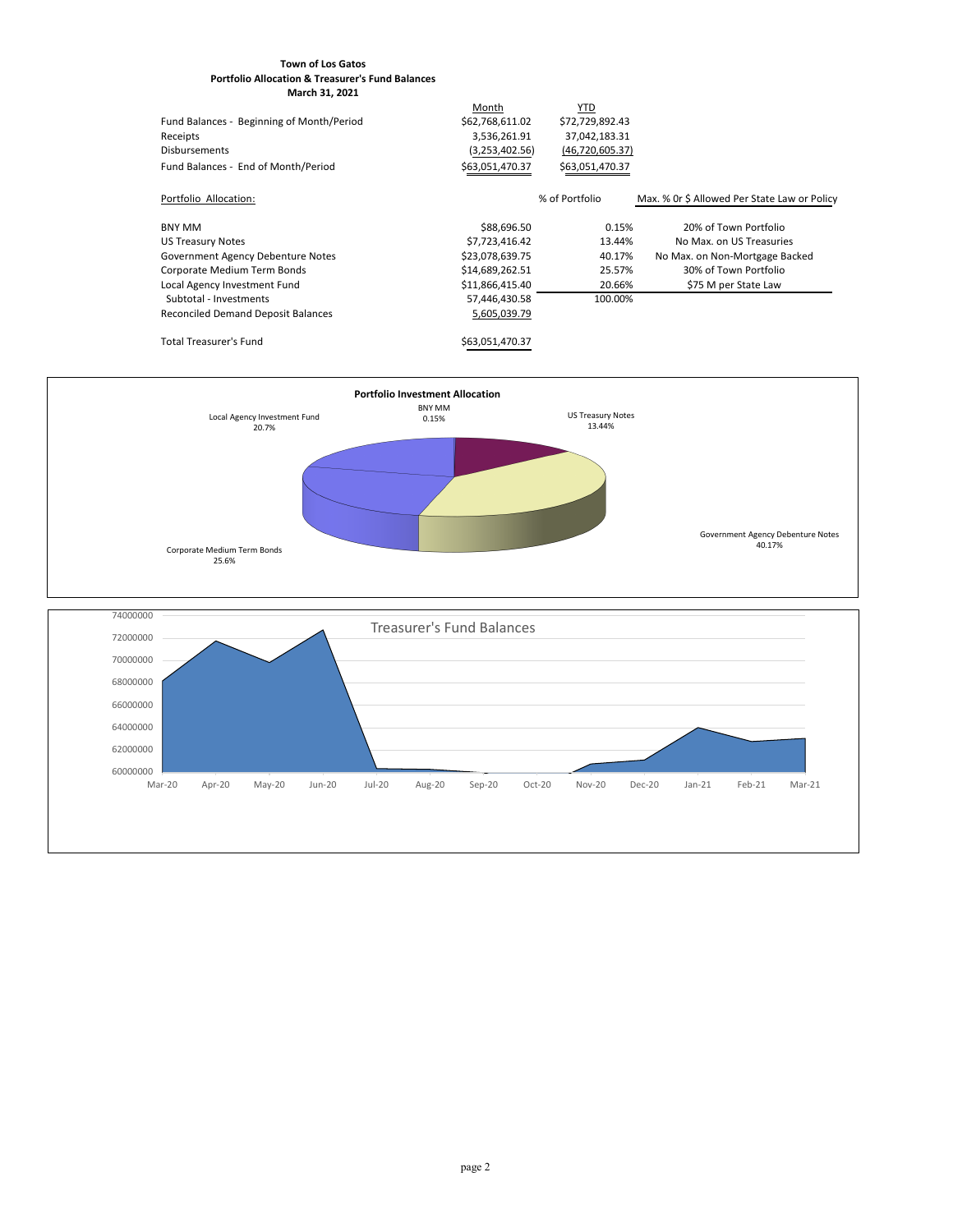**Town of Los Gatos**
**Portfolio Allocation & Treasurer's Fund Balances**
**March 31, 2021**

| | Month | YTD |
|---|---|---|
| Fund Balances - Beginning of Month/Period | $62,768,611.02 | $72,729,892.43 |
| Receipts | 3,536,261.91 | 37,042,183.31 |
| Disbursements | (3,253,402.56) | (46,720,605.37) |
| Fund Balances - End of Month/Period | $63,051,470.37 | $63,051,470.37 |

| Portfolio Allocation: | | % of Portfolio | Max. % Or $ Allowed Per State Law or Policy |
|---|---|---|---|
| BNY MM | $88,696.50 | 0.15% | 20% of Town Portfolio |
| US Treasury Notes | $7,723,416.42 | 13.44% | No Max. on US Treasuries |
| Government Agency Debenture Notes | $23,078,639.75 | 40.17% | No Max. on Non-Mortgage Backed |
| Corporate Medium Term Bonds | $14,689,262.51 | 25.57% | 30% of Town Portfolio |
| Local Agency Investment Fund | $11,866,415.40 | 20.66% | $75 M per State Law |
| Subtotal - Investments | 57,446,430.58 | 100.00% | |
| Reconciled Demand Deposit Balances | 5,605,039.79 | | |
| Total Treasurer's Fund | $63,051,470.37 | | |

**Portfolio Investment Allocation**

- Local Agency Investment Fund 20.7%
- BNY MM 0.15%
- US Treasury Notes 13.44%
- Government Agency Debenture Notes 40.17%
- Corporate Medium Term Bonds 25.6%

Treasurer's Fund Balances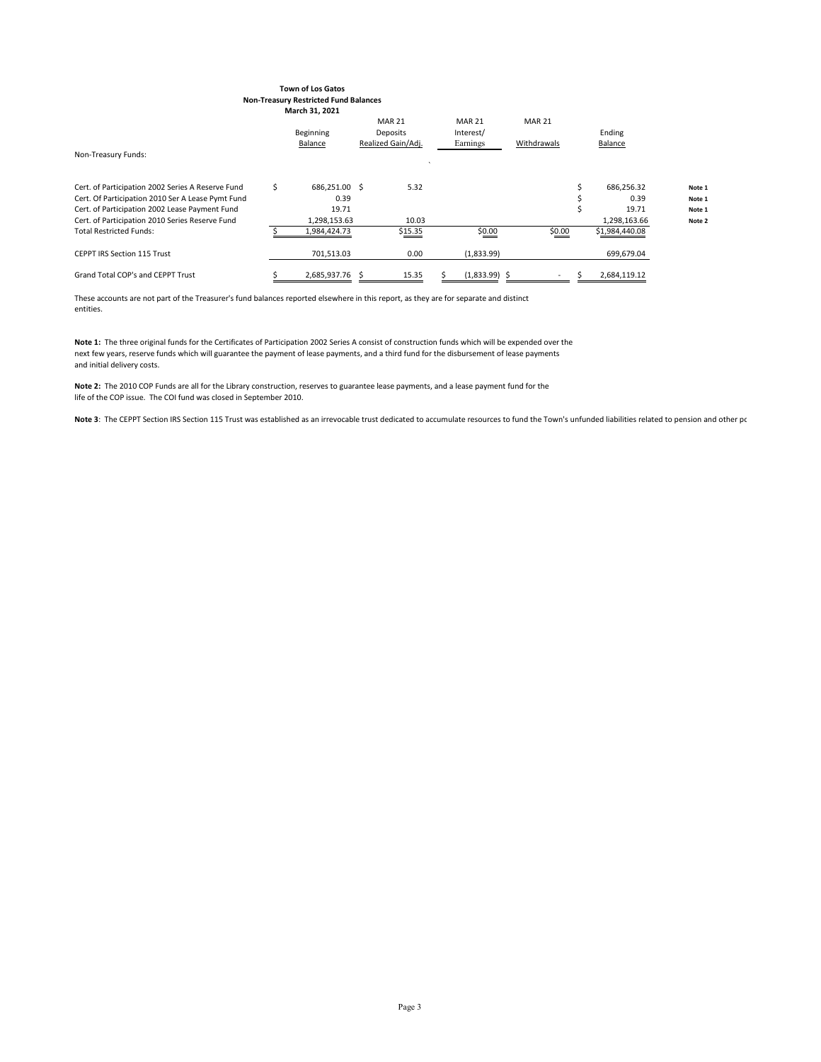**Town of Los Gatos**
**Non-Treasury Restricted Fund Balances**
**March 31, 2021**

| Non-Treasury Funds: | Beginning Balance | MAR 21 Deposits Realized Gain/Adj. | MAR 21 Interest/ Earnings | MAR 21 Withdrawals | Ending Balance | |
|---|---|---|---|---|---|---|
| Cert. of Participation 2002 Series A Reserve Fund | $ 686,251.00 | $ 5.32 | | | $ 686,256.32 | Note 1 |
| Cert. Of Participation 2010 Ser A Lease Pymt Fund | 0.39 | | | | $ 0.39 | Note 1 |
| Cert. of Participation 2002 Lease Payment Fund | 19.71 | | | | $ 19.71 | Note 1 |
| Cert. of Participation 2010 Series Reserve Fund | 1,298,153.63 | 10.03 | | | 1,298,163.66 | Note 2 |
| Total Restricted Funds: | $ 1,984,424.73 | $15.35 | $0.00 | $0.00 | $1,984,440.08 | |
| CEPPT IRS Section 115 Trust | 701,513.03 | 0.00 | (1,833.99) | | 699,679.04 | |
| Grand Total COP's and CEPPT Trust | $ 2,685,937.76 | $ 15.35 | $ (1,833.99) | $ - | $ 2,684,119.12 | |

These accounts are not part of the Treasurer's fund balances reported elsewhere in this report, as they are for separate and distinct entities.

**Note 1:** The three original funds for the Certificates of Participation 2002 Series A consist of construction funds which will be expended over the next few years, reserve funds which will guarantee the payment of lease payments, and a third fund for the disbursement of lease payments and initial delivery costs.

**Note 2:** The 2010 COP Funds are all for the Library construction, reserves to guarantee lease payments, and a lease payment fund for the life of the COP issue. The COI fund was closed in September 2010.

**Note 3**: The CEPPT Section IRS Section 115 Trust was established as an irrevocable trust dedicated to accumulate resources to fund the Town's unfunded liabilities related to pension and other pc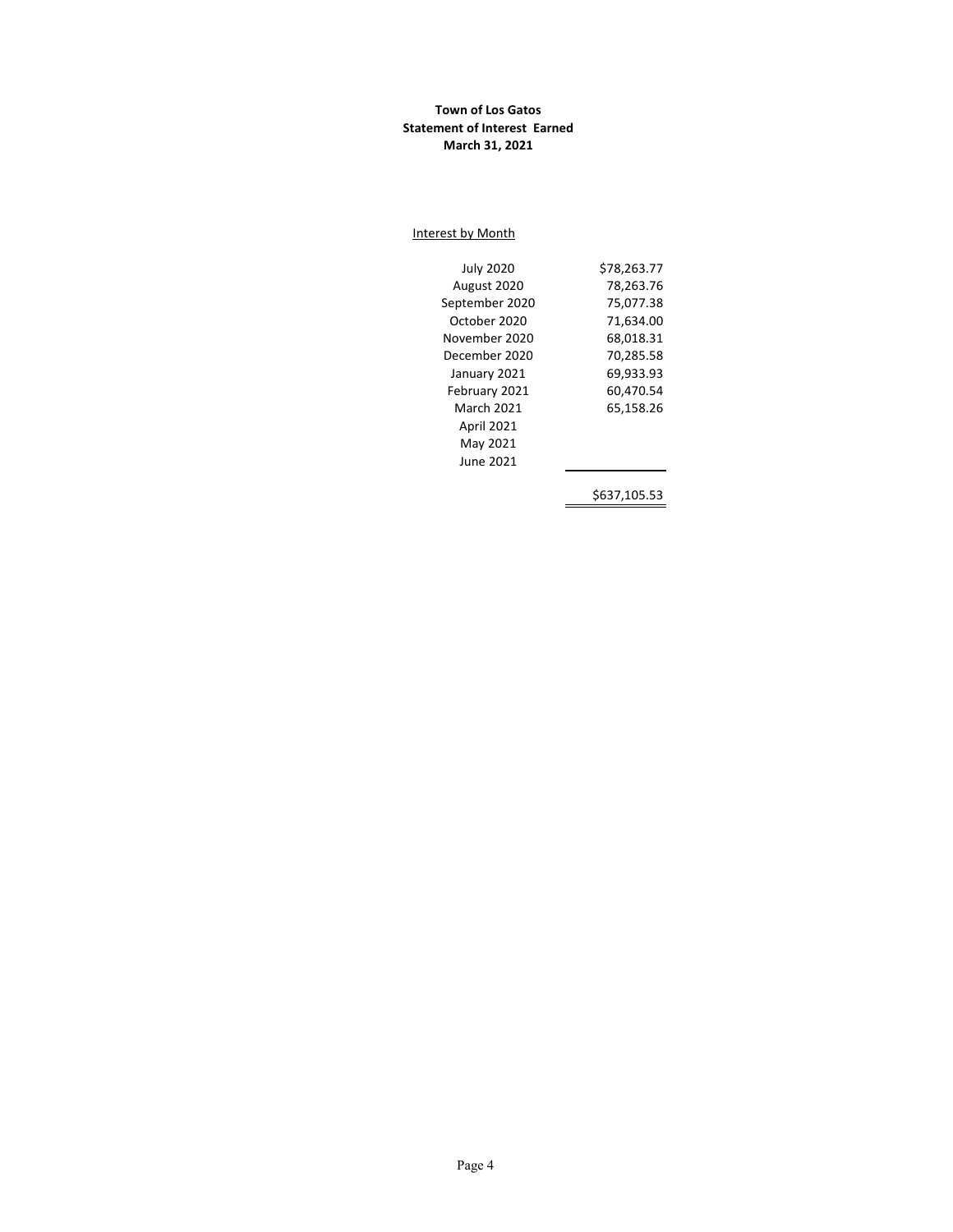**Town of Los Gatos**
**Statement of Interest Earned**
**March 31, 2021**

Interest by Month

| Month | Amount |
|---|---|
| July 2020 | $78,263.77 |
| August 2020 | 78,263.76 |
| September 2020 | 75,077.38 |
| October 2020 | 71,634.00 |
| November 2020 | 68,018.31 |
| December 2020 | 70,285.58 |
| January 2021 | 69,933.93 |
| February 2021 | 60,470.54 |
| March 2021 | 65,158.26 |
| April 2021 | |
| May 2021 | |
| June 2021 | |
| | $637,105.53 |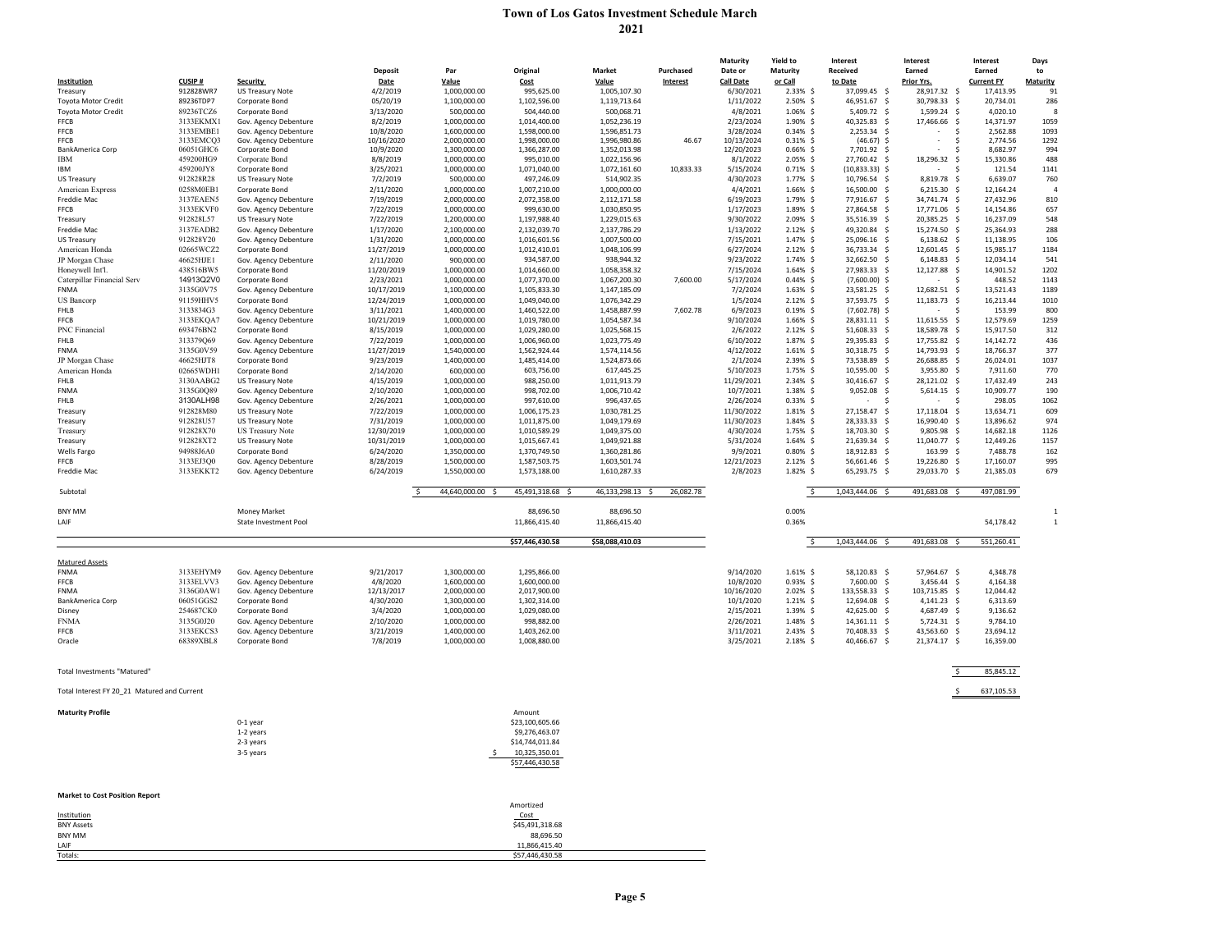# Town of Los Gatos Investment Schedule March 2021

| Institution | CUSIP # | Security | Deposit Date | Par Value | Original Cost | Market Value | Purchased Interest | Maturity Date or Call Date | Yield to Maturity or Call | Interest Received to Date | Interest Earned Prior Yrs. | Interest Earned Current FY | Days to Maturity |
|---|---|---|---|---|---|---|---|---|---|---|---|---|---|
| Treasury | 912828WR7 | US Treasury Note | 4/2/2019 | 1,000,000.00 | 995,625.00 | 1,005,107.30 | | 6/30/2021 | 2.33% | $ 37,099.45 | $ 28,917.32 | $ 17,413.95 | 91 |
| Toyota Motor Credit | 89236TDP7 | Corporate Bond | 05/20/19 | 1,100,000.00 | 1,102,596.00 | 1,119,713.64 | | 1/11/2022 | 2.50% | $ 46,951.67 | $ 30,798.33 | $ 20,734.01 | 286 |
| Toyota Motor Credit | 89236TCZ6 | Corporate Bond | 3/13/2020 | 500,000.00 | 504,440.00 | 500,068.71 | | 4/8/2021 | 1.06% | $ 5,409.72 | $ 1,599.24 | $ 4,020.10 | 8 |
| FFCB | 3133EKMX1 | Gov. Agency Debenture | 8/2/2019 | 1,000,000.00 | 1,014,400.00 | 1,052,236.19 | | 2/23/2024 | 1.90% | $ 40,325.83 | $ 17,466.66 | $ 14,371.97 | 1059 |
| FFCB | 3133EMBE1 | Gov. Agency Debenture | 10/8/2020 | 1,600,000.00 | 1,598,000.00 | 1,596,851.73 | | 3/28/2024 | 0.34% | $ 2,253.34 | $ - | $ 2,562.88 | 1093 |
| FFCB | 3133EMCQ3 | Gov. Agency Debenture | 10/16/2020 | 2,000,000.00 | 1,998,000.00 | 1,996,980.86 | 46.67 | 10/13/2024 | 0.31% | $ (46.67) | $ - | $ 2,774.56 | 1292 |
| BankAmerica Corp | 06051GHC6 | Corporate Bond | 10/9/2020 | 1,300,000.00 | 1,366,287.00 | 1,352,013.98 | | 12/20/2023 | 0.66% | $ 7,701.92 | $ - | $ 8,682.97 | 994 |
| IBM | 459200HG9 | Corporate Bond | 8/8/2019 | 1,000,000.00 | 995,010.00 | 1,022,156.96 | | 8/1/2022 | 2.05% | $ 27,760.42 | $ 18,296.32 | $ 15,330.86 | 488 |
| IBM | 459200JY8 | Corporate Bond | 3/25/2021 | 1,000,000.00 | 1,071,040.00 | 1,072,161.60 | 10,833.33 | 5/15/2024 | 0.71% | $ (10,833.33) | $ - | $ 121.54 | 1141 |
| US Treasury | 912828R28 | US Treasury Note | 7/2/2019 | 500,000.00 | 497,246.09 | 514,902.35 | | 4/30/2023 | 1.77% | $ 10,796.54 | $ 8,819.78 | $ 6,639.07 | 760 |
| American Express | 0258M0EB1 | Corporate Bond | 2/11/2020 | 1,000,000.00 | 1,007,210.00 | 1,000,000.00 | | 4/4/2021 | 1.66% | $ 16,500.00 | $ 6,215.30 | $ 12,164.24 | 4 |
| Freddie Mac | 3137EAEN5 | Gov. Agency Debenture | 7/19/2019 | 2,000,000.00 | 2,072,358.00 | 2,112,171.58 | | 6/19/2023 | 1.79% | $ 77,916.67 | $ 34,741.74 | $ 27,432.96 | 810 |
| FFCB | 3133EKVF0 | Gov. Agency Debenture | 7/22/2019 | 1,000,000.00 | 999,630.00 | 1,030,850.95 | | 1/17/2023 | 1.89% | $ 27,864.58 | $ 17,771.06 | $ 14,154.86 | 657 |
| Treasury | 912828L57 | US Treasury Note | 7/22/2019 | 1,200,000.00 | 1,197,988.40 | 1,229,015.63 | | 9/30/2022 | 2.09% | $ 35,516.39 | $ 20,385.25 | $ 16,237.09 | 548 |
| Freddie Mac | 3137EADB2 | Gov. Agency Debenture | 1/17/2020 | 2,100,000.00 | 2,132,039.70 | 2,137,786.29 | | 1/13/2022 | 2.12% | $ 49,320.84 | $ 15,274.50 | $ 25,364.93 | 288 |
| US Treasury | 912828Y20 | Gov. Agency Debenture | 1/31/2020 | 1,000,000.00 | 1,016,601.56 | 1,007,500.00 | | 7/15/2021 | 1.47% | $ 25,096.16 | $ 6,138.62 | $ 11,138.95 | 106 |
| American Honda | 02665WCZ2 | Corporate Bond | 11/27/2019 | 1,000,000.00 | 1,012,410.01 | 1,048,106.99 | | 6/27/2024 | 2.12% | $ 36,733.34 | $ 12,601.45 | $ 15,985.17 | 1184 |
| JP Morgan Chase | 46625HJE1 | Gov. Agency Debenture | 2/11/2020 | 900,000.00 | 934,587.00 | 938,944.32 | | 9/23/2022 | 1.74% | $ 32,662.50 | $ 6,148.83 | $ 12,034.14 | 541 |
| Honeywell Int'l. | 438516BW5 | Corporate Bond | 11/20/2019 | 1,000,000.00 | 1,014,660.00 | 1,058,358.32 | | 7/15/2024 | 1.64% | $ 27,983.33 | $ 12,127.88 | $ 14,901.52 | 1202 |
| Caterpillar Financial Serv | 14913Q2V0 | Corporate Bond | 2/23/2021 | 1,000,000.00 | 1,077,370.00 | 1,067,200.30 | 7,600.00 | 5/17/2024 | 0.44% | $ (7,600.00) | $ - | $ 448.52 | 1143 |
| FNMA | 3135G0V75 | Gov. Agency Debenture | 10/17/2019 | 1,100,000.00 | 1,105,833.30 | 1,147,185.09 | | 7/2/2024 | 1.63% | $ 23,581.25 | $ 12,682.51 | $ 13,521.43 | 1189 |
| US Bancorp | 91159HHV5 | Corporate Bond | 12/24/2019 | 1,000,000.00 | 1,049,040.00 | 1,076,342.29 | | 1/5/2024 | 2.12% | $ 37,593.75 | $ 11,183.73 | $ 16,213.44 | 1010 |
| FHLB | 3133834G3 | Gov. Agency Debenture | 3/11/2021 | 1,400,000.00 | 1,460,522.00 | 1,458,887.99 | 7,602.78 | 6/9/2023 | 0.19% | $ (7,602.78) | $ - | $ 153.99 | 800 |
| FFCB | 3133EKQA7 | Gov. Agency Debenture | 10/21/2019 | 1,000,000.00 | 1,019,780.00 | 1,054,587.34 | | 9/10/2024 | 1.66% | $ 28,831.11 | $ 11,615.55 | $ 12,579.69 | 1259 |
| PNC Financial | 693476BN2 | Corporate Bond | 8/15/2019 | 1,000,000.00 | 1,029,280.00 | 1,025,568.15 | | 2/6/2022 | 2.12% | $ 51,608.33 | $ 18,589.78 | $ 15,917.50 | 312 |
| FHLB | 313379Q69 | Gov. Agency Debenture | 7/22/2019 | 1,000,000.00 | 1,006,960.00 | 1,023,775.49 | | 6/10/2022 | 1.87% | $ 29,395.83 | $ 17,755.82 | $ 14,142.72 | 436 |
| FNMA | 3135G0V59 | Gov. Agency Debenture | 11/27/2019 | 1,540,000.00 | 1,562,924.44 | 1,574,114.56 | | 4/12/2022 | 1.61% | $ 30,318.75 | $ 14,793.93 | $ 18,766.37 | 377 |
| JP Morgan Chase | 46625HJT8 | Corporate Bond | 9/23/2019 | 1,400,000.00 | 1,485,414.00 | 1,524,873.66 | | 2/1/2024 | 2.39% | $ 73,538.89 | $ 26,688.85 | $ 26,024.01 | 1037 |
| American Honda | 02665WDH1 | Corporate Bond | 2/14/2020 | 600,000.00 | 603,756.00 | 617,445.25 | | 5/10/2023 | 1.75% | $ 10,595.00 | $ 3,955.80 | $ 7,911.60 | 770 |
| FHLB | 3130AABG2 | US Treasury Note | 4/15/2019 | 1,000,000.00 | 988,250.00 | 1,011,913.79 | | 11/29/2021 | 2.34% | $ 30,416.67 | $ 28,121.02 | $ 17,432.49 | 243 |
| FNMA | 3135G0Q89 | Gov. Agency Debenture | 2/10/2020 | 1,000,000.00 | 998,702.00 | 1,006,710.42 | | 10/7/2021 | 1.38% | $ 9,052.08 | $ 5,614.15 | $ 10,909.77 | 190 |
| FHLB | 3130ALH98 | Gov. Agency Debenture | 2/26/2021 | 1,000,000.00 | 997,610.00 | 996,437.65 | | 2/26/2024 | 0.33% | $ - | $ - | $ 298.05 | 1062 |
| Treasury | 912828M80 | US Treasury Note | 7/22/2019 | 1,000,000.00 | 1,006,175.23 | 1,030,781.25 | | 11/30/2022 | 1.81% | $ 27,158.47 | $ 17,118.04 | $ 13,634.71 | 609 |
| Treasury | 912828U57 | US Treasury Note | 7/31/2019 | 1,000,000.00 | 1,011,875.00 | 1,049,179.69 | | 11/30/2023 | 1.84% | $ 28,333.33 | $ 16,990.40 | $ 13,896.62 | 974 |
| Treasury | 912828X70 | US Treasury Note | 12/30/2019 | 1,000,000.00 | 1,010,589.29 | 1,049,375.00 | | 4/30/2024 | 1.75% | $ 18,703.30 | $ 9,805.98 | $ 14,682.18 | 1126 |
| Treasury | 912828XT2 | US Treasury Note | 10/31/2019 | 1,000,000.00 | 1,015,667.41 | 1,049,921.88 | | 5/31/2024 | 1.64% | $ 21,639.34 | $ 11,040.77 | $ 12,449.26 | 1157 |
| Wells Fargo | 94988J6A0 | Corporate Bond | 6/24/2020 | 1,350,000.00 | 1,370,749.50 | 1,360,281.86 | | 9/9/2021 | 0.80% | $ 18,912.83 | $ 163.99 | $ 7,488.78 | 162 |
| FFCB | 3133EJ3Q0 | Gov. Agency Debenture | 8/28/2019 | 1,500,000.00 | 1,587,503.75 | 1,603,501.74 | | 12/21/2023 | 2.12% | $ 56,661.46 | $ 19,226.80 | $ 17,160.07 | 995 |
| Freddie Mac | 3133EKKT2 | Gov. Agency Debenture | 6/24/2019 | 1,550,000.00 | 1,573,188.00 | 1,610,287.33 | | 2/8/2023 | 1.82% | $ 65,293.75 | $ 29,033.70 | $ 21,385.03 | 679 |
| Subtotal | | | | $ 44,640,000.00 | $ 45,491,318.68 | $ 46,133,298.13 | $ 26,082.78 | | | $ 1,043,444.06 | $ 491,683.08 | $ 497,081.99 | |
| BNY MM | | Money Market | | | 88,696.50 | 88,696.50 | | | 0.00% | | | | 1 |
| LAIF | | State Investment Pool | | | 11,866,415.40 | 11,866,415.40 | | | 0.36% | | | 54,178.42 | 1 |
| | | | | | $57,446,430.58 | $58,088,410.03 | | | | $ 1,043,444.06 | $ 491,683.08 | $ 551,260.41 | |

## Matured Assets

| Institution | CUSIP # | Security | Deposit Date | Par Value | Original Cost | Maturity Date or Call Date | Yield to Maturity or Call | Interest Received to Date | Interest Earned Prior Yrs. | Interest Earned Current FY |
|---|---|---|---|---|---|---|---|---|---|---|
| FNMA | 3133EHYM9 | Gov. Agency Debenture | 9/21/2017 | 1,300,000.00 | 1,295,866.00 | 9/14/2020 | 1.61% | $ 58,120.83 | $ 57,964.67 | $ 4,348.78 |
| FFCB | 3133ELVV3 | Gov. Agency Debenture | 4/8/2020 | 1,600,000.00 | 1,600,000.00 | 10/8/2020 | 0.93% | $ 7,600.00 | $ 3,456.44 | $ 4,164.38 |
| FNMA | 3136G0AW1 | Gov. Agency Debenture | 12/13/2017 | 2,000,000.00 | 2,017,900.00 | 10/16/2020 | 2.02% | $ 133,558.33 | $ 103,715.85 | $ 12,044.42 |
| BankAmerica Corp | 06051GGS2 | Corporate Bond | 4/30/2020 | 1,300,000.00 | 1,302,314.00 | 10/1/2020 | 1.21% | $ 12,694.08 | $ 4,141.23 | $ 6,313.69 |
| Disney | 254687CK0 | Corporate Bond | 3/4/2020 | 1,000,000.00 | 1,029,080.00 | 2/15/2021 | 1.39% | $ 42,625.00 | $ 4,687.49 | $ 9,136.62 |
| FNMA | 3135G0J20 | Gov. Agency Debenture | 2/10/2020 | 1,000,000.00 | 998,882.00 | 2/26/2021 | 1.48% | $ 14,361.11 | $ 5,724.31 | $ 9,784.10 |
| FFCB | 3133EKCS3 | Gov. Agency Debenture | 3/21/2019 | 1,400,000.00 | 1,403,262.00 | 3/11/2021 | 2.43% | $ 70,408.33 | $ 43,563.60 | $ 23,694.12 |
| Oracle | 68389XBL8 | Corporate Bond | 7/8/2019 | 1,000,000.00 | 1,008,880.00 | 3/25/2021 | 2.18% | $ 40,466.67 | $ 21,374.17 | $ 16,359.00 |

Total Investments "Matured" — $ 85,845.12

Total Interest FY 20_21 Matured and Current — $ 637,105.53

## Maturity Profile

| | Amount |
|---|---|
| 0-1 year | $23,100,605.66 |
| 1-2 years | $9,276,463.07 |
| 2-3 years | $14,744,011.84 |
| 3-5 years | $ 10,325,350.01 |
| | $57,446,430.58 |

## Market to Cost Position Report

| Institution | Amortized Cost |
|---|---|
| BNY Assets | $45,491,318.68 |
| BNY MM | 88,696.50 |
| LAIF | 11,866,415.40 |
| Totals: | $57,446,430.58 |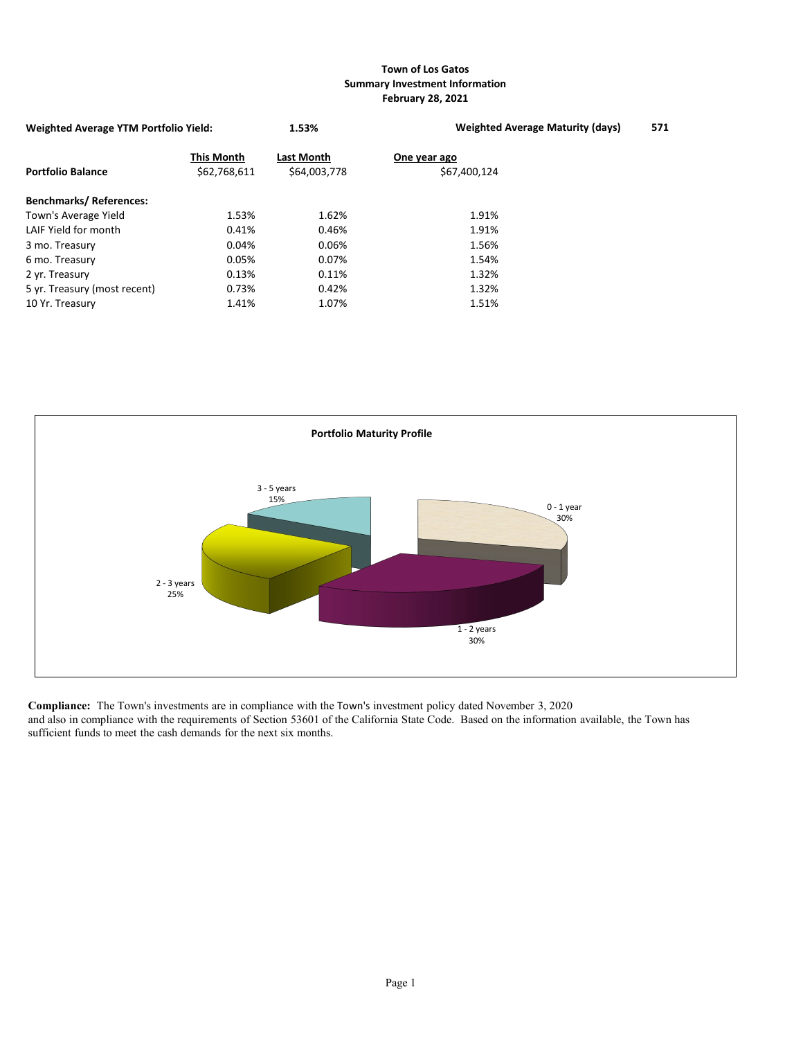**Town of Los Gatos**
**Summary Investment Information**
**February 28, 2021**

| **Weighted Average YTM Portfolio Yield:** | **1.53%** | | **Weighted Average Maturity (days)** | **571** |
|---|---|---|---|---|

| | This Month | Last Month | One year ago |
|---|---|---|---|
| **Portfolio Balance** | $62,768,611 | $64,003,778 | $67,400,124 |
| **Benchmarks/ References:** | | | |
| Town's Average Yield | 1.53% | 1.62% | 1.91% |
| LAIF Yield for month | 0.41% | 0.46% | 1.91% |
| 3 mo. Treasury | 0.04% | 0.06% | 1.56% |
| 6 mo. Treasury | 0.05% | 0.07% | 1.54% |
| 2 yr. Treasury | 0.13% | 0.11% | 1.32% |
| 5 yr. Treasury (most recent) | 0.73% | 0.42% | 1.32% |
| 10 Yr. Treasury | 1.41% | 1.07% | 1.51% |

**Portfolio Maturity Profile**

| Maturity | Percent |
|---|---|
| 0 - 1 year | 30% |
| 1 - 2 years | 30% |
| 2 - 3 years | 25% |
| 3 - 5 years | 15% |

**Compliance:** The Town's investments are in compliance with the Town's investment policy dated November 3, 2020 and also in compliance with the requirements of Section 53601 of the California State Code. Based on the information available, the Town has sufficient funds to meet the cash demands for the next six months.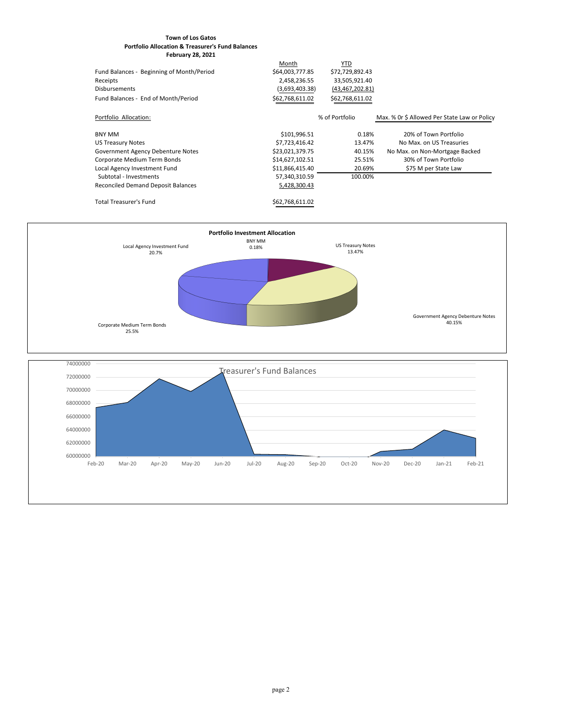**Town of Los Gatos**
**Portfolio Allocation & Treasurer's Fund Balances**
**February 28, 2021**

| | Month | YTD |
|---|---|---|
| Fund Balances - Beginning of Month/Period | $64,003,777.85 | $72,729,892.43 |
| Receipts | 2,458,236.55 | 33,505,921.40 |
| Disbursements | (3,693,403.38) | (43,467,202.81) |
| Fund Balances - End of Month/Period | $62,768,611.02 | $62,768,611.02 |

| Portfolio Allocation: | | % of Portfolio | Max. % Or $ Allowed Per State Law or Policy |
|---|---|---|---|
| BNY MM | $101,996.51 | 0.18% | 20% of Town Portfolio |
| US Treasury Notes | $7,723,416.42 | 13.47% | No Max. on US Treasuries |
| Government Agency Debenture Notes | $23,021,379.75 | 40.15% | No Max. on Non-Mortgage Backed |
| Corporate Medium Term Bonds | $14,627,102.51 | 25.51% | 30% of Town Portfolio |
| Local Agency Investment Fund | $11,866,415.40 | 20.69% | $75 M per State Law |
| Subtotal - Investments | 57,340,310.59 | 100.00% | |
| Reconciled Demand Deposit Balances | 5,428,300.43 | | |
| Total Treasurer's Fund | $62,768,611.02 | | |

**Portfolio Investment Allocation**

Local Agency Investment Fund 20.7%; BNY MM 0.18%; US Treasury Notes 13.47%; Government Agency Debenture Notes 40.15%; Corporate Medium Term Bonds 25.5%

Treasurer's Fund Balances

Feb-20, Mar-20, Apr-20, May-20, Jun-20, Jul-20, Aug-20, Sep-20, Oct-20, Nov-20, Dec-20, Jan-21, Feb-21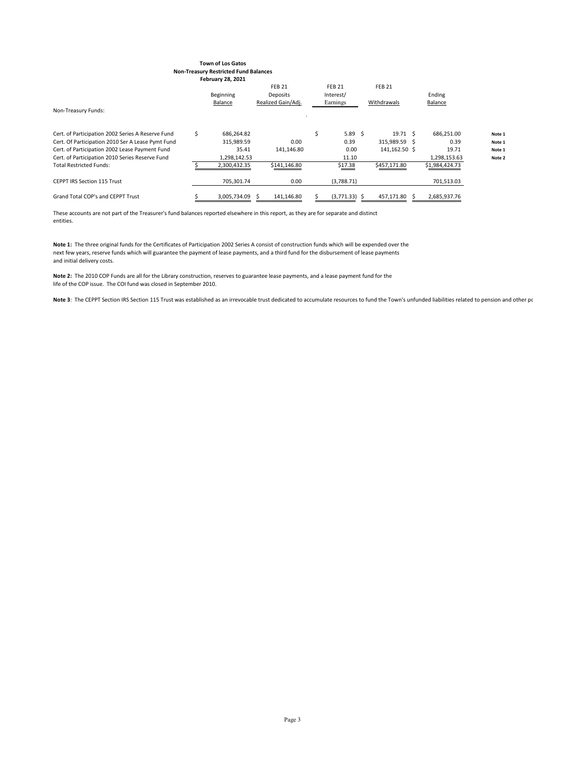**Town of Los Gatos**
**Non-Treasury Restricted Fund Balances**
**February 28, 2021**

| Non-Treasury Funds: | Beginning Balance | FEB 21 Deposits Realized Gain/Adj. | FEB 21 Interest/ Earnings | FEB 21 Withdrawals | Ending Balance | |
|---|---|---|---|---|---|---|
| Cert. of Participation 2002 Series A Reserve Fund | $ 686,264.82 | | $ 5.89 | $ 19.71 | $ 686,251.00 | **Note 1** |
| Cert. Of Participation 2010 Ser A Lease Pymt Fund | 315,989.59 | 0.00 | 0.39 | 315,989.59 | $ 0.39 | **Note 1** |
| Cert. of Participation 2002 Lease Payment Fund | 35.41 | 141,146.80 | 0.00 | 141,162.50 | $ 19.71 | **Note 1** |
| Cert. of Participation 2010 Series Reserve Fund | 1,298,142.53 | | 11.10 | | 1,298,153.63 | **Note 2** |
| Total Restricted Funds: | $ 2,300,432.35 | $141,146.80 | $17.38 | $457,171.80 | $1,984,424.73 | |
| CEPPT IRS Section 115 Trust | 705,301.74 | 0.00 | (3,788.71) | | 701,513.03 | |
| Grand Total COP's and CEPPT Trust | $ 3,005,734.09 | $ 141,146.80 | $ (3,771.33) | $ 457,171.80 | $ 2,685,937.76 | |

These accounts are not part of the Treasurer's fund balances reported elsewhere in this report, as they are for separate and distinct entities.

**Note 1:** The three original funds for the Certificates of Participation 2002 Series A consist of construction funds which will be expended over the next few years, reserve funds which will guarantee the payment of lease payments, and a third fund for the disbursement of lease payments and initial delivery costs.

**Note 2:** The 2010 COP Funds are all for the Library construction, reserves to guarantee lease payments, and a lease payment fund for the life of the COP issue. The COI fund was closed in September 2010.

**Note 3**: The CEPPT Section IRS Section 115 Trust was established as an irrevocable trust dedicated to accumulate resources to fund the Town's unfunded liabilities related to pension and other pc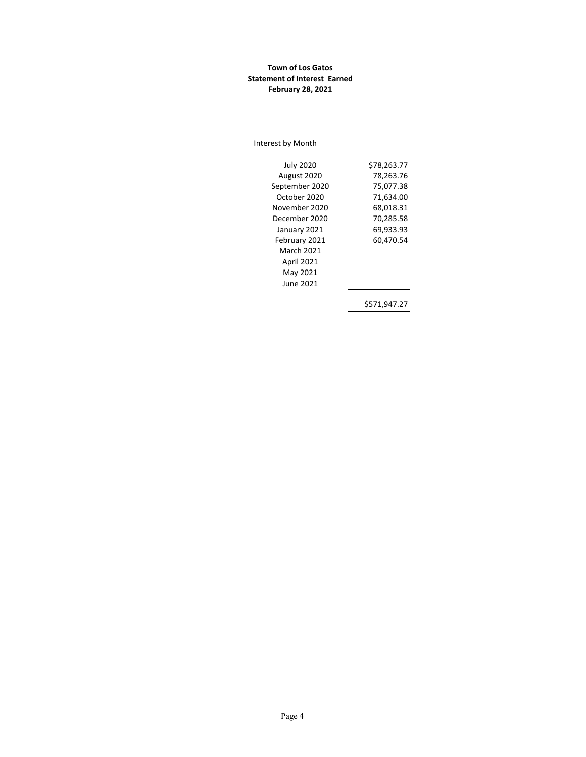**Town of Los Gatos**
**Statement of Interest Earned**
**February 28, 2021**

Interest by Month

| Month | Interest |
|---|---|
| July 2020 | $78,263.77 |
| August 2020 | 78,263.76 |
| September 2020 | 75,077.38 |
| October 2020 | 71,634.00 |
| November 2020 | 68,018.31 |
| December 2020 | 70,285.58 |
| January 2021 | 69,933.93 |
| February 2021 | 60,470.54 |
| March 2021 | |
| April 2021 | |
| May 2021 | |
| June 2021 | |
| | $571,947.27 |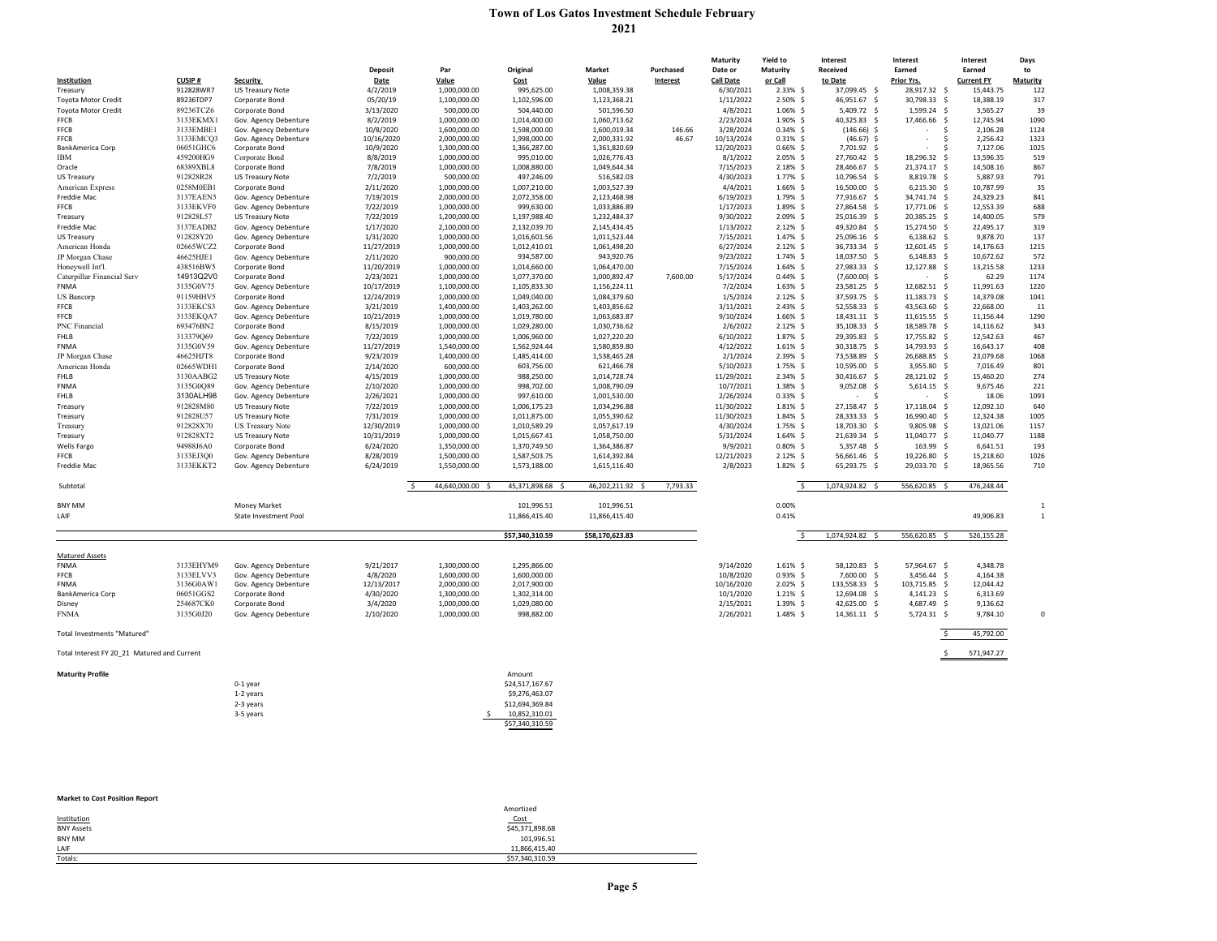# Town of Los Gatos Investment Schedule February 2021

| Institution | CUSIP # | Security | Deposit Date | Par Value | Original Cost | Market Value | Purchased Interest | Maturity Date or Call Date | Yield to Maturity or Call | Interest Received to Date | Interest Earned Prior Yrs. | Interest Earned Current FY | Days to Maturity |
|---|---|---|---|---|---|---|---|---|---|---|---|---|---|
| Treasury | 912828WR7 | US Treasury Note | 4/2/2019 | 1,000,000.00 | 995,625.00 | 1,008,359.38 | | 6/30/2021 | 2.33% | $ 37,099.45 | $ 28,917.32 | $ 15,443.75 | 122 |
| Toyota Motor Credit | 89236TDP7 | Corporate Bond | 05/20/19 | 1,100,000.00 | 1,102,596.00 | 1,123,368.21 | | 1/11/2022 | 2.50% | $ 46,951.67 | $ 30,798.33 | $ 18,388.19 | 317 |
| Toyota Motor Credit | 89236TCZ6 | Corporate Bond | 3/13/2020 | 500,000.00 | 504,440.00 | 501,596.50 | | 4/8/2021 | 1.06% | $ 5,409.72 | $ 1,599.24 | $ 3,565.27 | 39 |
| FFCB | 3133EKMX1 | Gov. Agency Debenture | 8/2/2019 | 1,000,000.00 | 1,014,400.00 | 1,060,713.62 | | 2/23/2024 | 1.90% | $ 40,325.83 | $ 17,466.66 | $ 12,745.94 | 1090 |
| FFCB | 3133EMBE1 | Gov. Agency Debenture | 10/8/2020 | 1,600,000.00 | 1,598,000.00 | 1,600,019.34 | 146.66 | 3/28/2024 | 0.34% | $ (146.66) | $ - | $ 2,106.28 | 1124 |
| FFCB | 3133EMCQ3 | Gov. Agency Debenture | 10/16/2020 | 2,000,000.00 | 1,998,000.00 | 2,000,331.92 | 46.67 | 10/13/2024 | 0.31% | $ (46.67) | $ - | $ 2,256.42 | 1323 |
| BankAmerica Corp | 06051GHC6 | Corporate Bond | 10/9/2020 | 1,300,000.00 | 1,366,287.00 | 1,361,820.69 | | 12/20/2023 | 0.66% | $ 7,701.92 | $ - | $ 7,127.06 | 1025 |
| IBM | 459200HG9 | Corporate Bond | 8/8/2019 | 1,000,000.00 | 995,010.00 | 1,026,776.43 | | 8/1/2022 | 2.05% | $ 27,760.42 | $ 18,296.32 | $ 13,596.35 | 519 |
| Oracle | 68389XBL8 | Corporate Bond | 7/8/2019 | 1,000,000.00 | 1,008,880.00 | 1,049,644.34 | | 7/15/2023 | 2.18% | $ 28,466.67 | $ 21,374.17 | $ 14,508.16 | 867 |
| US Treasury | 912828R28 | US Treasury Note | 7/2/2019 | 500,000.00 | 497,246.09 | 516,582.03 | | 4/30/2023 | 1.77% | $ 10,796.54 | $ 8,819.78 | $ 5,887.93 | 791 |
| American Express | 0258M0EB1 | Corporate Bond | 2/11/2020 | 1,000,000.00 | 1,007,210.00 | 1,003,527.39 | | 4/4/2021 | 1.66% | $ 16,500.00 | $ 6,215.30 | $ 10,787.99 | 35 |
| Freddie Mac | 3137EAEN5 | Gov. Agency Debenture | 7/19/2019 | 2,000,000.00 | 2,072,358.00 | 2,123,468.98 | | 6/19/2023 | 1.79% | $ 77,916.67 | $ 34,741.74 | $ 24,329.23 | 841 |
| FFCB | 3133EKVF0 | Gov. Agency Debenture | 7/22/2019 | 1,000,000.00 | 999,630.00 | 1,033,886.89 | | 1/17/2023 | 1.89% | $ 27,864.58 | $ 17,771.06 | $ 12,553.39 | 688 |
| Treasury | 912828L57 | US Treasury Note | 7/22/2019 | 1,200,000.00 | 1,197,988.40 | 1,232,484.37 | | 9/30/2022 | 2.09% | $ 25,016.39 | $ 20,385.25 | $ 14,400.05 | 579 |
| Freddie Mac | 3137EADB2 | Gov. Agency Debenture | 1/17/2020 | 2,100,000.00 | 2,132,039.70 | 2,145,434.45 | | 1/13/2022 | 2.12% | $ 49,320.84 | $ 15,274.50 | $ 22,495.17 | 319 |
| US Treasury | 912828Y20 | Gov. Agency Debenture | 1/31/2020 | 1,000,000.00 | 1,016,601.56 | 1,011,523.44 | | 7/15/2021 | 1.47% | $ 25,096.16 | $ 6,138.62 | $ 9,878.70 | 137 |
| American Honda | 02665WCZ2 | Corporate Bond | 11/27/2019 | 1,000,000.00 | 1,012,410.01 | 1,061,498.20 | | 6/27/2024 | 2.12% | $ 36,733.34 | $ 12,601.45 | $ 14,176.63 | 1215 |
| JP Morgan Chase | 46625HJE1 | Gov. Agency Debenture | 2/11/2020 | 900,000.00 | 934,587.00 | 943,920.76 | | 9/23/2022 | 1.74% | $ 18,037.50 | $ 6,148.83 | $ 10,672.62 | 572 |
| Honeywell Int'l. | 438516BW5 | Corporate Bond | 11/20/2019 | 1,000,000.00 | 1,014,660.00 | 1,064,470.00 | | 7/15/2024 | 1.64% | $ 27,983.33 | $ 12,127.88 | $ 13,215.58 | 1233 |
| Caterpillar Financial Serv | 14913Q2V0 | Corporate Bond | 2/23/2021 | 1,000,000.00 | 1,077,370.00 | 1,000,892.47 | 7,600.00 | 5/17/2024 | 0.44% | $ (7,600.00) | $ - | $ 62.29 | 1174 |
| FNMA | 3135G0V75 | Gov. Agency Debenture | 10/17/2019 | 1,100,000.00 | 1,105,833.30 | 1,156,224.11 | | 7/2/2024 | 1.63% | $ 23,581.25 | $ 12,682.51 | $ 11,991.63 | 1220 |
| US Bancorp | 91159HHV5 | Corporate Bond | 12/24/2019 | 1,000,000.00 | 1,049,040.00 | 1,084,379.60 | | 1/5/2024 | 2.12% | $ 37,593.75 | $ 11,183.73 | $ 14,379.08 | 1041 |
| FFCB | 3133EKCS3 | Gov. Agency Debenture | 3/21/2019 | 1,400,000.00 | 1,403,262.00 | 1,403,856.62 | | 3/11/2021 | 2.43% | $ 52,558.33 | $ 43,563.60 | $ 22,668.00 | 11 |
| FFCB | 3133EKQA7 | Gov. Agency Debenture | 10/21/2019 | 1,000,000.00 | 1,019,780.00 | 1,063,683.87 | | 9/10/2024 | 1.66% | $ 18,431.11 | $ 11,615.55 | $ 11,156.44 | 1290 |
| PNC Financial | 693476BN2 | Corporate Bond | 8/15/2019 | 1,000,000.00 | 1,029,280.00 | 1,030,736.62 | | 2/6/2022 | 2.12% | $ 35,108.33 | $ 18,589.78 | $ 14,116.62 | 343 |
| FHLB | 313379Q69 | Gov. Agency Debenture | 7/22/2019 | 1,000,000.00 | 1,006,960.00 | 1,027,220.20 | | 6/10/2022 | 1.87% | $ 29,395.83 | $ 17,755.82 | $ 12,542.63 | 467 |
| FNMA | 3135G0V59 | Gov. Agency Debenture | 11/27/2019 | 1,540,000.00 | 1,562,924.44 | 1,580,859.80 | | 4/12/2022 | 1.61% | $ 30,318.75 | $ 14,793.93 | $ 16,643.17 | 408 |
| JP Morgan Chase | 46625HJT8 | Corporate Bond | 9/23/2019 | 1,400,000.00 | 1,485,414.00 | 1,538,465.28 | | 2/1/2024 | 2.39% | $ 73,538.89 | $ 26,688.85 | $ 23,079.68 | 1068 |
| American Honda | 02665WDH1 | Corporate Bond | 2/14/2020 | 600,000.00 | 603,756.00 | 621,466.78 | | 5/10/2023 | 1.75% | $ 10,595.00 | $ 3,955.80 | $ 7,016.49 | 801 |
| FHLB | 3130AABG2 | US Treasury Note | 4/15/2019 | 1,000,000.00 | 988,250.00 | 1,014,728.74 | | 11/29/2021 | 2.34% | $ 30,416.67 | $ 28,121.02 | $ 15,460.20 | 274 |
| FNMA | 3135G0Q89 | Gov. Agency Debenture | 2/10/2020 | 1,000,000.00 | 998,702.00 | 1,008,790.09 | | 10/7/2021 | 1.38% | $ 9,052.08 | $ 5,614.15 | $ 9,675.46 | 221 |
| FHLB | 3130ALH98 | Gov. Agency Debenture | 2/26/2021 | 1,000,000.00 | 997,610.00 | 1,001,530.00 | | 2/26/2024 | 0.33% | $ - | $ - | $ 18.06 | 1093 |
| Treasury | 912828M80 | US Treasury Note | 7/22/2019 | 1,000,000.00 | 1,006,175.23 | 1,034,296.88 | | 11/30/2022 | 1.81% | $ 27,158.47 | $ 17,118.04 | $ 12,092.10 | 640 |
| Treasury | 912828U57 | US Treasury Note | 7/31/2019 | 1,000,000.00 | 1,011,875.00 | 1,055,390.62 | | 11/30/2023 | 1.84% | $ 28,333.33 | $ 16,990.40 | $ 12,324.38 | 1005 |
| Treasury | 912828X70 | US Treasury Note | 12/30/2019 | 1,000,000.00 | 1,010,589.29 | 1,057,617.19 | | 4/30/2024 | 1.75% | $ 18,703.30 | $ 9,805.98 | $ 13,021.06 | 1157 |
| Treasury | 912828XT2 | US Treasury Note | 10/31/2019 | 1,000,000.00 | 1,015,667.41 | 1,058,750.00 | | 5/31/2024 | 1.64% | $ 21,639.34 | $ 11,040.77 | $ 11,040.77 | 1188 |
| Wells Fargo | 94988J6A0 | Corporate Bond | 6/24/2020 | 1,350,000.00 | 1,370,749.50 | 1,364,386.87 | | 9/9/2021 | 0.80% | $ 5,357.48 | $ 163.99 | $ 6,641.51 | 193 |
| FFCB | 3133EJ3Q0 | Gov. Agency Debenture | 8/28/2019 | 1,500,000.00 | 1,587,503.75 | 1,614,392.84 | | 12/21/2023 | 2.12% | $ 56,661.46 | $ 19,226.80 | $ 15,218.60 | 1026 |
| Freddie Mac | 3133EKKT2 | Gov. Agency Debenture | 6/24/2019 | 1,550,000.00 | 1,573,188.00 | 1,615,116.40 | | 2/8/2023 | 1.82% | $ 65,293.75 | $ 29,033.70 | $ 18,965.56 | 710 |
| Subtotal | | | | $ 44,640,000.00 | $ 45,371,898.68 | $ 46,202,211.92 | $ 7,793.33 | | | $ 1,074,924.82 | $ 556,620.85 | $ 476,248.44 | |
| BNY MM | | Money Market | | | 101,996.51 | 101,996.51 | | | 0.00% | | | | 1 |
| LAIF | | State Investment Pool | | | 11,866,415.40 | 11,866,415.40 | | | 0.41% | | | 49,906.83 | 1 |
| | | | | | $57,340,310.59 | $58,170,623.83 | | | | $ 1,074,924.82 | $ 556,620.85 | $ 526,155.28 | |

**Matured Assets**

| Institution | CUSIP # | Security | Deposit Date | Par Value | Original Cost | Maturity Date or Call Date | Yield to Maturity or Call | Interest Received to Date | Interest Earned Prior Yrs. | Interest Earned Current FY | Days to Maturity |
|---|---|---|---|---|---|---|---|---|---|---|---|
| FNMA | 3133EHYM9 | Gov. Agency Debenture | 9/21/2017 | 1,300,000.00 | 1,295,866.00 | 9/14/2020 | 1.61% | $ 58,120.83 | $ 57,964.67 | $ 4,348.78 | |
| FFCB | 3133ELVV3 | Gov. Agency Debenture | 4/8/2020 | 1,600,000.00 | 1,600,000.00 | 10/8/2020 | 0.93% | $ 7,600.00 | $ 3,456.44 | $ 4,164.38 | |
| FNMA | 3136G0AW1 | Gov. Agency Debenture | 12/13/2017 | 2,000,000.00 | 2,017,900.00 | 10/16/2020 | 2.02% | $ 133,558.33 | $ 103,715.85 | $ 12,044.42 | |
| BankAmerica Corp | 06051GGS2 | Corporate Bond | 4/30/2020 | 1,300,000.00 | 1,302,314.00 | 10/1/2020 | 1.21% | $ 12,694.08 | $ 4,141.23 | $ 6,313.69 | |
| Disney | 254687CK0 | Corporate Bond | 3/4/2020 | 1,000,000.00 | 1,029,080.00 | 2/15/2021 | 1.39% | $ 42,625.00 | $ 4,687.49 | $ 9,136.62 | |
| FNMA | 3135G0J20 | Gov. Agency Debenture | 2/10/2020 | 1,000,000.00 | 998,882.00 | 2/26/2021 | 1.48% | $ 14,361.11 | $ 5,724.31 | $ 9,784.10 | 0 |

Total Investments "Matured" — $ 45,792.00

Total Interest FY 20_21 Matured and Current — $ 571,947.27

**Maturity Profile**

| | Amount |
|---|---|
| 0-1 year | $24,517,167.67 |
| 1-2 years | $9,276,463.07 |
| 2-3 years | $12,694,369.84 |
| 3-5 years | $ 10,852,310.01 |
| | $57,340,310.59 |

**Market to Cost Position Report**

| Institution | Amortized Cost |
|---|---|
| BNY Assets | $45,371,898.68 |
| BNY MM | 101,996.51 |
| LAIF | 11,866,415.40 |
| Totals: | $57,340,310.59 |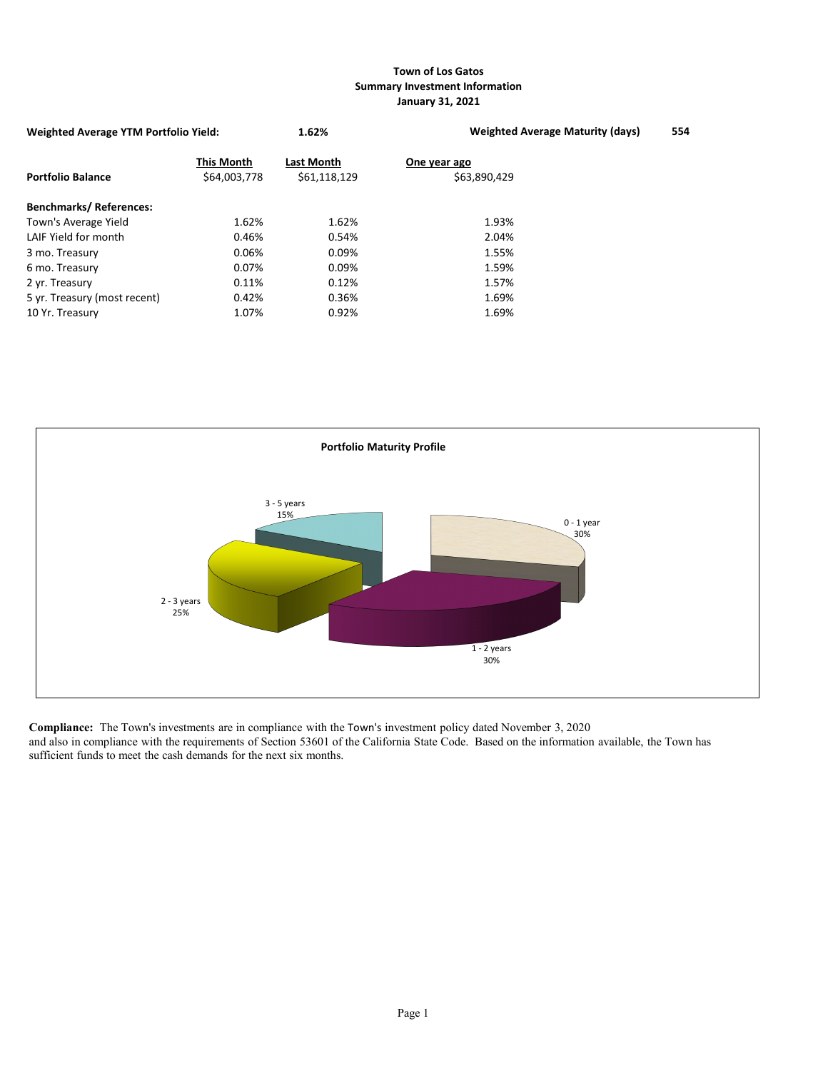# Town of Los Gatos
## Summary Investment Information
### January 31, 2021

**Weighted Average YTM Portfolio Yield:** 1.62%

**Weighted Average Maturity (days)** 554

| | This Month | Last Month | One year ago |
|---|---|---|---|
| **Portfolio Balance** | $64,003,778 | $61,118,129 | $63,890,429 |
| **Benchmarks/ References:** | | | |
| Town's Average Yield | 1.62% | 1.62% | 1.93% |
| LAIF Yield for month | 0.46% | 0.54% | 2.04% |
| 3 mo. Treasury | 0.06% | 0.09% | 1.55% |
| 6 mo. Treasury | 0.07% | 0.09% | 1.59% |
| 2 yr. Treasury | 0.11% | 0.12% | 1.57% |
| 5 yr. Treasury (most recent) | 0.42% | 0.36% | 1.69% |
| 10 Yr. Treasury | 1.07% | 0.92% | 1.69% |

**Portfolio Maturity Profile**

| Maturity | Percent |
|---|---|
| 0 - 1 year | 30% |
| 1 - 2 years | 30% |
| 2 - 3 years | 25% |
| 3 - 5 years | 15% |

**Compliance:** The Town's investments are in compliance with the Town's investment policy dated November 3, 2020 and also in compliance with the requirements of Section 53601 of the California State Code. Based on the information available, the Town has sufficient funds to meet the cash demands for the next six months.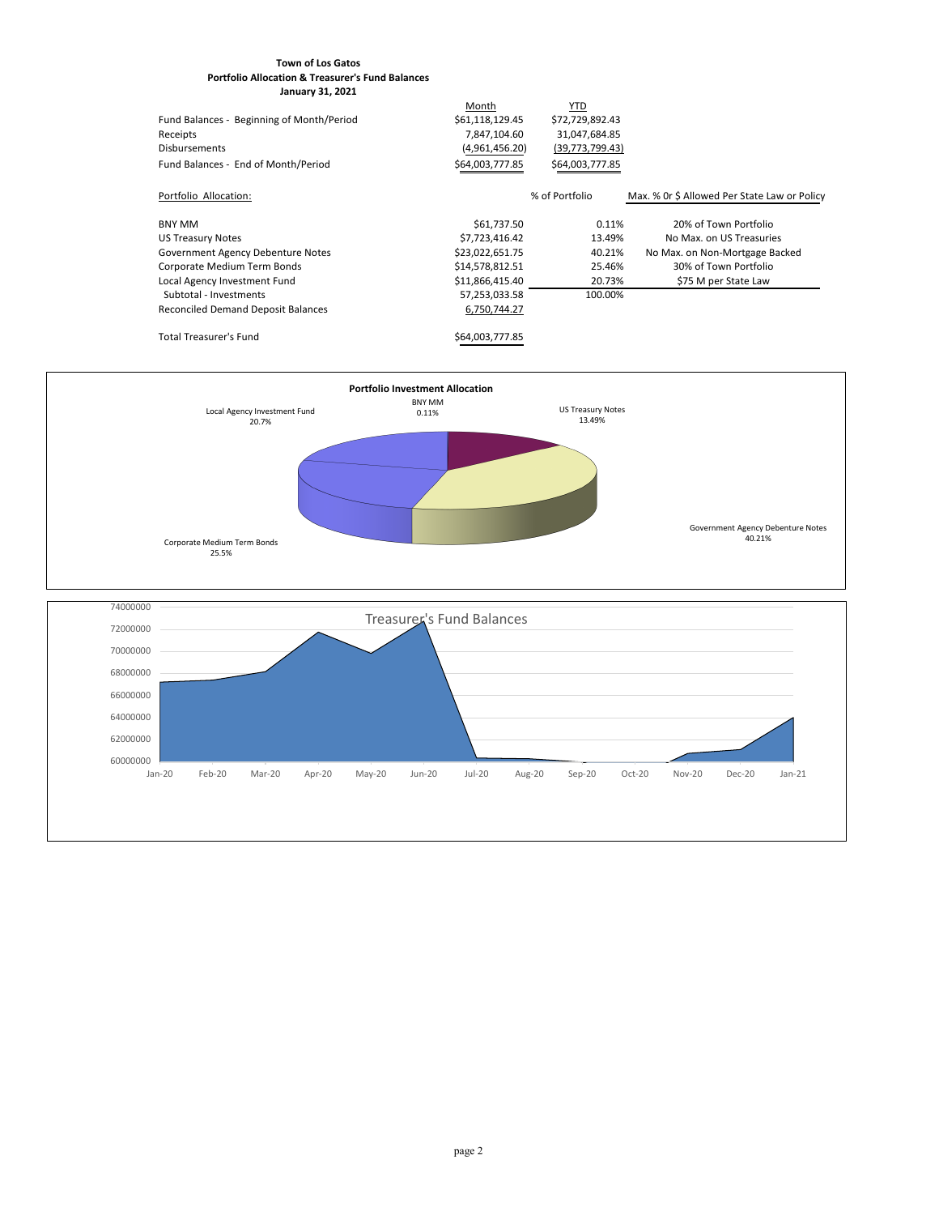**Town of Los Gatos**
**Portfolio Allocation & Treasurer's Fund Balances**
**January 31, 2021**

| | Month | YTD |
|---|---|---|
| Fund Balances - Beginning of Month/Period | $61,118,129.45 | $72,729,892.43 |
| Receipts | 7,847,104.60 | 31,047,684.85 |
| Disbursements | (4,961,456.20) | (39,773,799.43) |
| Fund Balances - End of Month/Period | $64,003,777.85 | $64,003,777.85 |

| Portfolio Allocation: | | % of Portfolio | Max. % Or $ Allowed Per State Law or Policy |
|---|---|---|---|
| BNY MM | $61,737.50 | 0.11% | 20% of Town Portfolio |
| US Treasury Notes | $7,723,416.42 | 13.49% | No Max. on US Treasuries |
| Government Agency Debenture Notes | $23,022,651.75 | 40.21% | No Max. on Non-Mortgage Backed |
| Corporate Medium Term Bonds | $14,578,812.51 | 25.46% | 30% of Town Portfolio |
| Local Agency Investment Fund | $11,866,415.40 | 20.73% | $75 M per State Law |
| Subtotal - Investments | 57,253,033.58 | 100.00% | |
| Reconciled Demand Deposit Balances | 6,750,744.27 | | |
| Total Treasurer's Fund | $64,003,777.85 | | |

**Portfolio Investment Allocation**

- BNY MM 0.11%
- US Treasury Notes 13.49%
- Government Agency Debenture Notes 40.21%
- Corporate Medium Term Bonds 25.5%
- Local Agency Investment Fund 20.7%

**Treasurer's Fund Balances**

Y-axis: 60000000 – 74000000; X-axis: Jan-20, Feb-20, Mar-20, Apr-20, May-20, Jun-20, Jul-20, Aug-20, Sep-20, Oct-20, Nov-20, Dec-20, Jan-21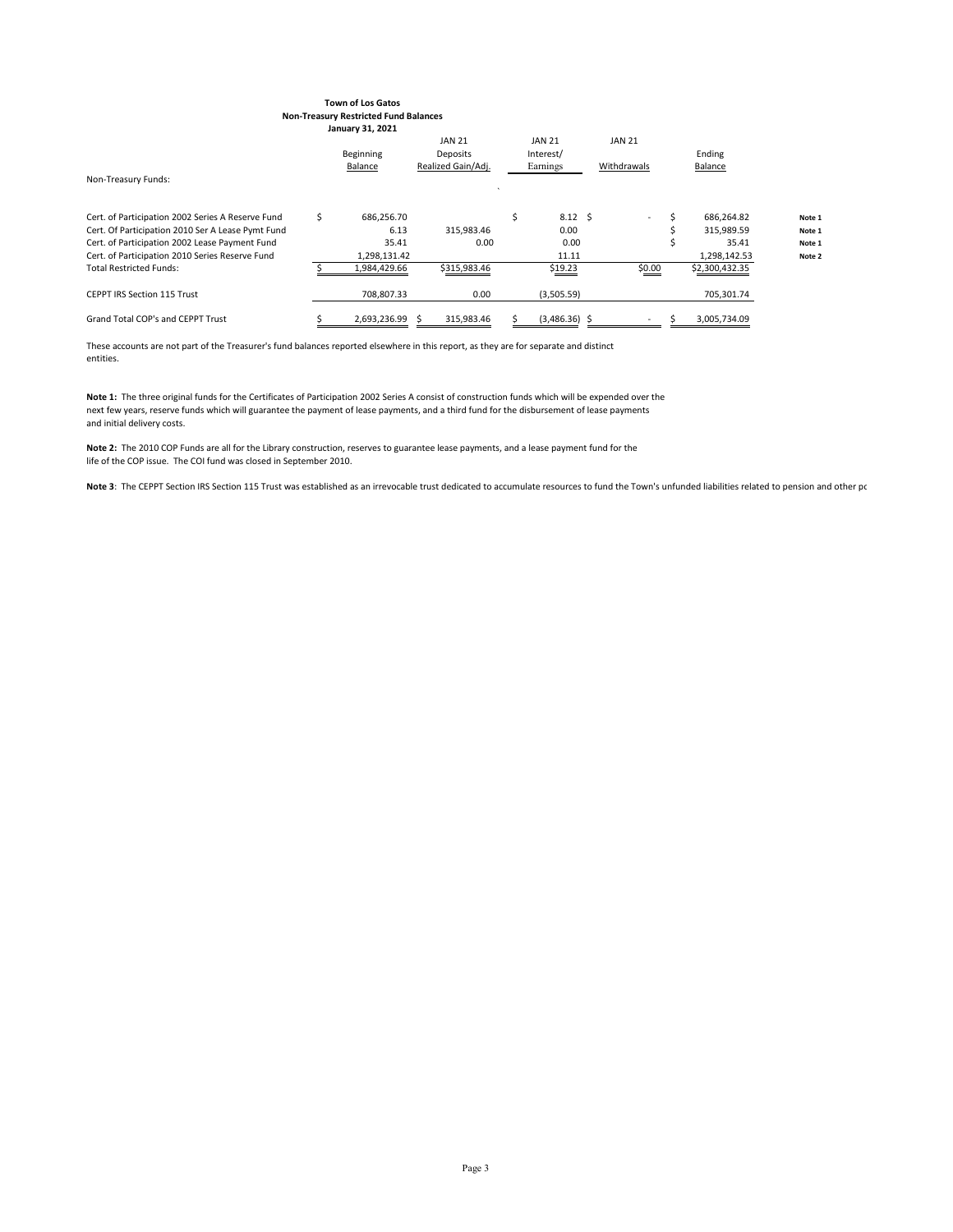**Town of Los Gatos**
**Non-Treasury Restricted Fund Balances**
**January 31, 2021**

| Non-Treasury Funds: | Beginning Balance | JAN 21 Deposits Realized Gain/Adj. | JAN 21 Interest/ Earnings | JAN 21 Withdrawals | Ending Balance | |
|---|---|---|---|---|---|---|
| Cert. of Participation 2002 Series A Reserve Fund | $ 686,256.70 | | $ 8.12 | $ - | $ 686,264.82 | Note 1 |
| Cert. Of Participation 2010 Ser A Lease Pymt Fund | 6.13 | 315,983.46 | 0.00 | | $ 315,989.59 | Note 1 |
| Cert. of Participation 2002 Lease Payment Fund | 35.41 | 0.00 | 0.00 | | $ 35.41 | Note 1 |
| Cert. of Participation 2010 Series Reserve Fund | 1,298,131.42 | | 11.11 | | 1,298,142.53 | Note 2 |
| Total Restricted Funds: | $ 1,984,429.66 | $315,983.46 | $19.23 | $0.00 | $2,300,432.35 | |
| CEPPT IRS Section 115 Trust | 708,807.33 | 0.00 | (3,505.59) | | 705,301.74 | |
| Grand Total COP's and CEPPT Trust | $ 2,693,236.99 | $ 315,983.46 | $ (3,486.36) | $ - | $ 3,005,734.09 | |

These accounts are not part of the Treasurer's fund balances reported elsewhere in this report, as they are for separate and distinct entities.

**Note 1:** The three original funds for the Certificates of Participation 2002 Series A consist of construction funds which will be expended over the next few years, reserve funds which will guarantee the payment of lease payments, and a third fund for the disbursement of lease payments and initial delivery costs.

**Note 2:** The 2010 COP Funds are all for the Library construction, reserves to guarantee lease payments, and a lease payment fund for the life of the COP issue. The COI fund was closed in September 2010.

**Note 3**: The CEPPT Section IRS Section 115 Trust was established as an irrevocable trust dedicated to accumulate resources to fund the Town's unfunded liabilities related to pension and other pc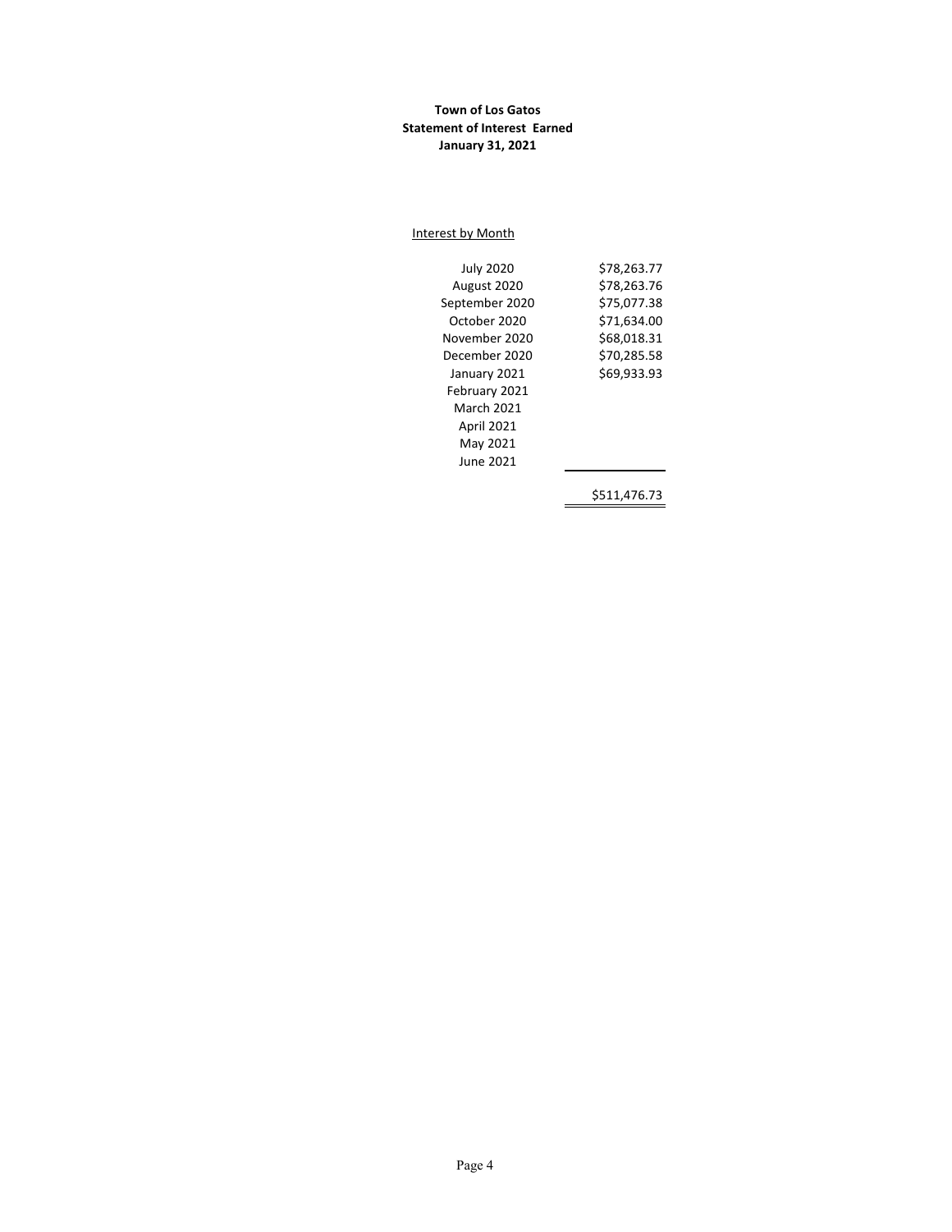**Town of Los Gatos**
**Statement of Interest Earned**
**January 31, 2021**

Interest by Month

| Month | Amount |
|---|---|
| July 2020 | $78,263.77 |
| August 2020 | $78,263.76 |
| September 2020 | $75,077.38 |
| October 2020 | $71,634.00 |
| November 2020 | $68,018.31 |
| December 2020 | $70,285.58 |
| January 2021 | $69,933.93 |
| February 2021 | |
| March 2021 | |
| April 2021 | |
| May 2021 | |
| June 2021 | |
| | $511,476.73 |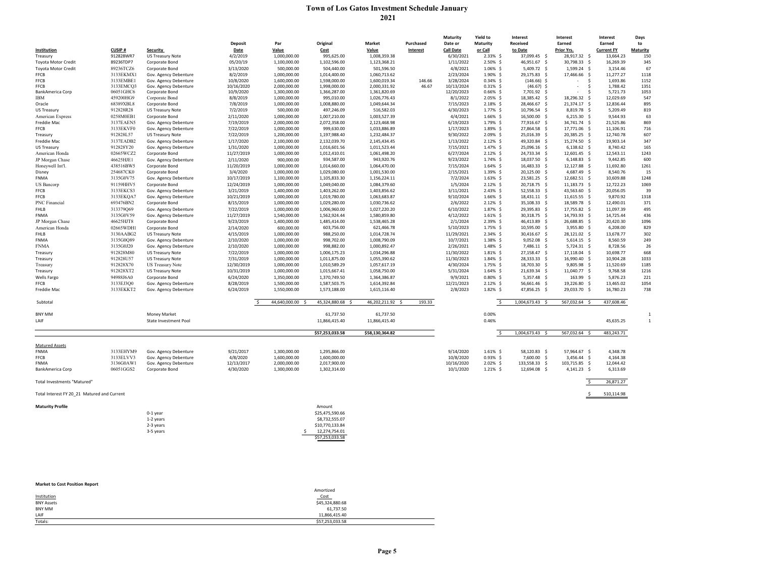# Town of Los Gatos Investment Schedule January 2021

| Institution | CUSIP # | Security | Deposit Date | Par Value | Original Cost | Market Value | Purchased Interest | Maturity Date or Call Date | Yield to Maturity or Call | Interest Received to Date | Interest Earned Prior Yrs. | Interest Earned Current FY | Days to Maturity |
|---|---|---|---|---|---|---|---|---|---|---|---|---|---|
| Treasury | 912828WR7 | US Treasury Note | 4/2/2019 | 1,000,000.00 | 995,625.00 | 1,008,359.38 | | 6/30/2021 | 2.33% | $ 37,099.45 | $ 28,917.32 | $ 13,664.23 | 150 |
| Toyota Motor Credit | 89236TDP7 | Corporate Bond | 05/20/19 | 1,100,000.00 | 1,102,596.00 | 1,123,368.21 | | 1/11/2022 | 2.50% | $ 46,917.67 | $ 30,798.33 | $ 16,269.39 | 345 |
| Toyota Motor Credit | 89236TCZ6 | Corporate Bond | 3/13/2020 | 500,000.00 | 504,440.00 | 501,596.50 | | 4/8/2021 | 1.06% | $ 5,409.72 | $ 1,599.24 | $ 3,154.46 | 67 |
| FFCB | 3133EKMX1 | Gov. Agency Debenture | 8/2/2019 | 1,000,000.00 | 1,014,400.00 | 1,060,713.62 | | 2/23/2024 | 1.90% | $ 29,175.83 | $ 17,466.66 | $ 11,277.27 | 1118 |
| FFCB | 3133EMBE1 | Gov. Agency Debenture | 10/8/2020 | 1,600,000.00 | 1,598,000.00 | 1,600,019.34 | 146.66 | 3/28/2024 | 0.34% | $ (146.66) | $ - | $ 1,693.86 | 1152 |
| FFCB | 3133EMCQ3 | Gov. Agency Debenture | 10/16/2020 | 2,000,000.00 | 1,998,000.00 | 2,000,331.92 | 46.67 | 10/13/2024 | 0.31% | $ (46.67) | $ - | $ 1,788.42 | 1351 |
| BankAmerica Corp | 06051GHC6 | Corporate Bond | 10/9/2020 | 1,300,000.00 | 1,366,287.00 | 1,361,820.69 | | 12/20/2023 | 0.66% | $ 7,701.92 | $ - | $ 5,721.73 | 1053 |
| IBM | 459200HG9 | Corporate Bond | 8/8/2019 | 1,000,000.00 | 995,010.00 | 1,026,776.43 | | 8/1/2022 | 2.05% | $ 18,385.42 | $ 18,296.32 | $ 12,029.69 | 547 |
| Oracle | 68389XBL8 | Corporate Bond | 7/8/2019 | 1,000,000.00 | 1,008,880.00 | 1,049,644.34 | | 7/15/2023 | 2.18% | $ 28,466.67 | $ 21,374.17 | $ 12,836.44 | 895 |
| US Treasury | 912828R28 | US Treasury Note | 7/2/2019 | 500,000.00 | 497,246.09 | 516,582.03 | | 4/30/2023 | 1.77% | $ 10,796.54 | $ 8,819.78 | $ 5,209.49 | 819 |
| American Express | 0258M0EB1 | Corporate Bond | 2/11/2020 | 1,000,000.00 | 1,007,210.00 | 1,003,527.39 | | 4/4/2021 | 1.66% | $ 16,500.00 | $ 6,215.30 | $ 9,544.93 | 63 |
| Freddie Mac | 3137EAEN5 | Gov. Agency Debenture | 7/19/2019 | 2,000,000.00 | 2,072,358.00 | 2,123,468.98 | | 6/19/2023 | 1.79% | $ 77,916.67 | $ 34,741.74 | $ 21,525.86 | 869 |
| FFCB | 3133EKVF0 | Gov. Agency Debenture | 7/22/2019 | 1,000,000.00 | 999,630.00 | 1,033,886.89 | | 1/17/2023 | 1.89% | $ 27,864.58 | $ 17,771.06 | $ 11,106.91 | 716 |
| Treasury | 912828L57 | US Treasury Note | 7/22/2019 | 1,200,000.00 | 1,197,988.40 | 1,232,484.37 | | 9/30/2022 | 2.09% | $ 25,016.39 | $ 20,385.25 | $ 12,740.78 | 607 |
| Freddie Mac | 3137EADB2 | Gov. Agency Debenture | 1/17/2020 | 2,100,000.00 | 2,132,039.70 | 2,145,434.45 | | 1/13/2022 | 2.12% | $ 49,320.84 | $ 15,274.50 | $ 19,903.14 | 347 |
| US Treasury | 912828Y20 | Gov. Agency Debenture | 1/31/2020 | 1,000,000.00 | 1,016,601.56 | 1,011,523.44 | | 7/15/2021 | 1.47% | $ 25,096.16 | $ 6,138.62 | $ 8,740.42 | 165 |
| American Honda | 02665WCZ2 | Corporate Bond | 11/27/2019 | 1,000,000.00 | 1,012,410.01 | 1,061,498.20 | | 6/27/2024 | 2.12% | $ 24,733.34 | $ 12,601.45 | $ 12,543.11 | 1243 |
| JP Morgan Chase | 46625HJE1 | Gov. Agency Debenture | 2/11/2020 | 900,000.00 | 934,587.00 | 943,920.76 | | 9/23/2022 | 1.74% | $ 18,037.50 | $ 6,148.83 | $ 9,442.85 | 600 |
| Honeywell Int'l. | 438516BW5 | Corporate Bond | 11/20/2019 | 1,000,000.00 | 1,014,660.00 | 1,064,470.00 | | 7/15/2024 | 1.64% | $ 16,483.33 | $ 12,127.88 | $ 11,692.80 | 1261 |
| Disney | 254687CK0 | Corporate Bond | 3/4/2020 | 1,000,000.00 | 1,029,080.00 | 1,001,530.00 | | 2/15/2021 | 1.39% | $ 20,125.00 | $ 4,687.49 | $ 8,540.76 | 15 |
| FNMA | 3135G0V75 | Gov. Agency Debenture | 10/17/2019 | 1,100,000.00 | 1,105,833.30 | 1,156,224.11 | | 7/2/2024 | 1.63% | $ 23,581.25 | $ 12,682.51 | $ 10,609.88 | 1248 |
| US Bancorp | 91159HHV5 | Corporate Bond | 12/24/2019 | 1,000,000.00 | 1,049,040.00 | 1,084,379.60 | | 1/5/2024 | 2.12% | $ 20,718.75 | $ 11,183.73 | $ 12,722.23 | 1069 |
| FFCB | 3133EKCS3 | Gov. Agency Debenture | 3/21/2019 | 1,400,000.00 | 1,403,262.00 | 1,403,856.62 | | 3/11/2021 | 2.43% | $ 52,558.33 | $ 43,563.60 | $ 20,056.05 | 39 |
| FFCB | 3133EKQA7 | Gov. Agency Debenture | 10/21/2019 | 1,000,000.00 | 1,019,780.00 | 1,063,683.87 | | 9/10/2024 | 1.66% | $ 18,431.11 | $ 11,615.55 | $ 9,870.92 | 1318 |
| PNC Financial | 693476BN2 | Corporate Bond | 8/15/2019 | 1,000,000.00 | 1,029,280.00 | 1,030,736.62 | | 2/6/2022 | 2.12% | $ 35,108.33 | $ 18,589.78 | $ 12,490.01 | 371 |
| FHLB | 313379Q69 | Gov. Agency Debenture | 7/22/2019 | 1,000,000.00 | 1,006,960.00 | 1,027,220.20 | | 6/10/2022 | 1.87% | $ 29,395.83 | $ 17,755.82 | $ 11,097.39 | 495 |
| FNMA | 3135G0V59 | Gov. Agency Debenture | 11/27/2019 | 1,540,000.00 | 1,562,924.44 | 1,580,859.80 | | 4/12/2022 | 1.61% | $ 30,318.75 | $ 14,793.93 | $ 14,725.44 | 436 |
| JP Morgan Chase | 46625HJT8 | Corporate Bond | 9/23/2019 | 1,400,000.00 | 1,485,414.00 | 1,538,465.28 | | 2/1/2024 | 2.39% | $ 46,413.89 | $ 26,688.85 | $ 20,420.30 | 1096 |
| American Honda | 02665WDH1 | Corporate Bond | 2/14/2020 | 600,000.00 | 603,756.00 | 621,466.78 | | 5/10/2023 | 1.75% | $ 10,595.00 | $ 3,955.80 | $ 6,208.00 | 829 |
| FHLB | 3130AABG2 | US Treasury Note | 4/15/2019 | 1,000,000.00 | 988,250.00 | 1,014,728.74 | | 11/29/2021 | 2.34% | $ 30,416.67 | $ 28,121.02 | $ 13,678.77 | 302 |
| FNMA | 3135G0Q89 | Gov. Agency Debenture | 2/10/2020 | 1,000,000.00 | 998,702.00 | 1,008,790.09 | | 10/7/2021 | 1.38% | $ 9,052.08 | $ 5,614.15 | $ 8,560.59 | 249 |
| FNMA | 3135G0J20 | Gov. Agency Debenture | 2/10/2020 | 1,000,000.00 | 998,882.00 | 1,000,892.47 | | 2/26/2021 | 1.48% | $ 7,486.11 | $ 5,724.31 | $ 8,728.56 | 26 |
| Treasury | 912828M80 | US Treasury Note | 7/22/2019 | 1,000,000.00 | 1,006,175.23 | 1,034,296.88 | | 11/30/2022 | 1.81% | $ 27,158.47 | $ 17,118.04 | $ 10,698.77 | 668 |
| Treasury | 912828U57 | US Treasury Note | 7/31/2019 | 1,000,000.00 | 1,011,875.00 | 1,055,390.62 | | 11/30/2023 | 1.84% | $ 28,333.33 | $ 16,990.40 | $ 10,904.28 | 1033 |
| Treasury | 912828X70 | US Treasury Note | 12/30/2019 | 1,000,000.00 | 1,010,589.29 | 1,057,617.19 | | 4/30/2024 | 1.75% | $ 18,703.30 | $ 9,805.98 | $ 11,520.69 | 1185 |
| Treasury | 912828XT2 | US Treasury Note | 10/31/2019 | 1,000,000.00 | 1,015,667.41 | 1,058,750.00 | | 5/31/2024 | 1.64% | $ 21,639.34 | $ 11,040.77 | $ 9,768.58 | 1216 |
| Wells Fargo | 94988J6A0 | Corporate Bond | 6/24/2020 | 1,350,000.00 | 1,370,749.50 | 1,364,386.87 | | 9/9/2021 | 0.80% | $ 5,357.48 | $ 163.99 | $ 5,876.23 | 221 |
| FFCB | 3133EJ3Q0 | Gov. Agency Debenture | 8/28/2019 | 1,500,000.00 | 1,587,503.75 | 1,614,392.84 | | 12/21/2023 | 2.12% | $ 56,661.46 | $ 19,226.80 | $ 13,465.02 | 1054 |
| Freddie Mac | 3133EKKT2 | Gov. Agency Debenture | 6/24/2019 | 1,550,000.00 | 1,573,188.00 | 1,615,116.40 | | 2/8/2023 | 1.82% | $ 47,856.25 | $ 29,033.70 | $ 16,780.23 | 738 |
| Subtotal | | | | $ 44,640,000.00 | $ 45,324,880.68 | $ 46,202,211.92 | $ 193.33 | | | $ 1,004,673.43 | $ 567,032.64 | $ 437,608.46 | |
| BNY MM | | Money Market | | | 61,737.50 | 61,737.50 | | | 0.00% | | | | 1 |
| LAIF | | State Investment Pool | | | 11,866,415.40 | 11,866,415.40 | | | 0.46% | | | 45,635.25 | 1 |
| | | | | | $57,253,033.58 | $58,130,364.82 | | | | $ 1,004,673.43 | $ 567,032.64 | $ 483,243.71 | |

**Matured Assets**

| Institution | CUSIP # | Security | Deposit Date | Par Value | Original Cost | Maturity Date or Call Date | Yield to Maturity or Call | Interest Received to Date | Interest Earned Prior Yrs. | Interest Earned Current FY |
|---|---|---|---|---|---|---|---|---|---|---|
| FNMA | 3133EHYM9 | Gov. Agency Debenture | 9/21/2017 | 1,300,000.00 | 1,295,866.00 | 9/14/2020 | 1.61% | $ 58,120.83 | $ 57,964.67 | $ 4,348.78 |
| FFCB | 3133ELVV3 | Gov. Agency Debenture | 4/8/2020 | 1,600,000.00 | 1,600,000.00 | 10/8/2020 | 0.93% | $ 7,600.00 | $ 3,456.44 | $ 4,164.38 |
| FNMA | 3136G0AW1 | Gov. Agency Debenture | 12/13/2017 | 2,000,000.00 | 2,017,900.00 | 10/16/2020 | 2.02% | $ 133,558.33 | $ 103,715.85 | $ 12,044.42 |
| BankAmerica Corp | 06051GGS2 | Corporate Bond | 4/30/2020 | 1,300,000.00 | 1,302,314.00 | 10/1/2020 | 1.21% | $ 12,694.08 | $ 4,141.23 | $ 6,313.69 |

Total Investments "Matured" — $ 26,871.27

Total Interest FY 20_21 Matured and Current — $ 510,114.98

**Maturity Profile**

| | Amount |
|---|---|
| 0-1 year | $25,475,590.66 |
| 1-2 years | $8,732,555.07 |
| 2-3 years | $10,770,133.84 |
| 3-5 years | $ 12,274,754.01 |
| | $57,253,033.58 |

**Market to Cost Position Report**

| Institution | Amortized Cost |
|---|---|
| BNY Assets | $45,324,880.68 |
| BNY MM | 61,737.50 |
| LAIF | 11,866,415.40 |
| Totals: | $57,253,033.58 |